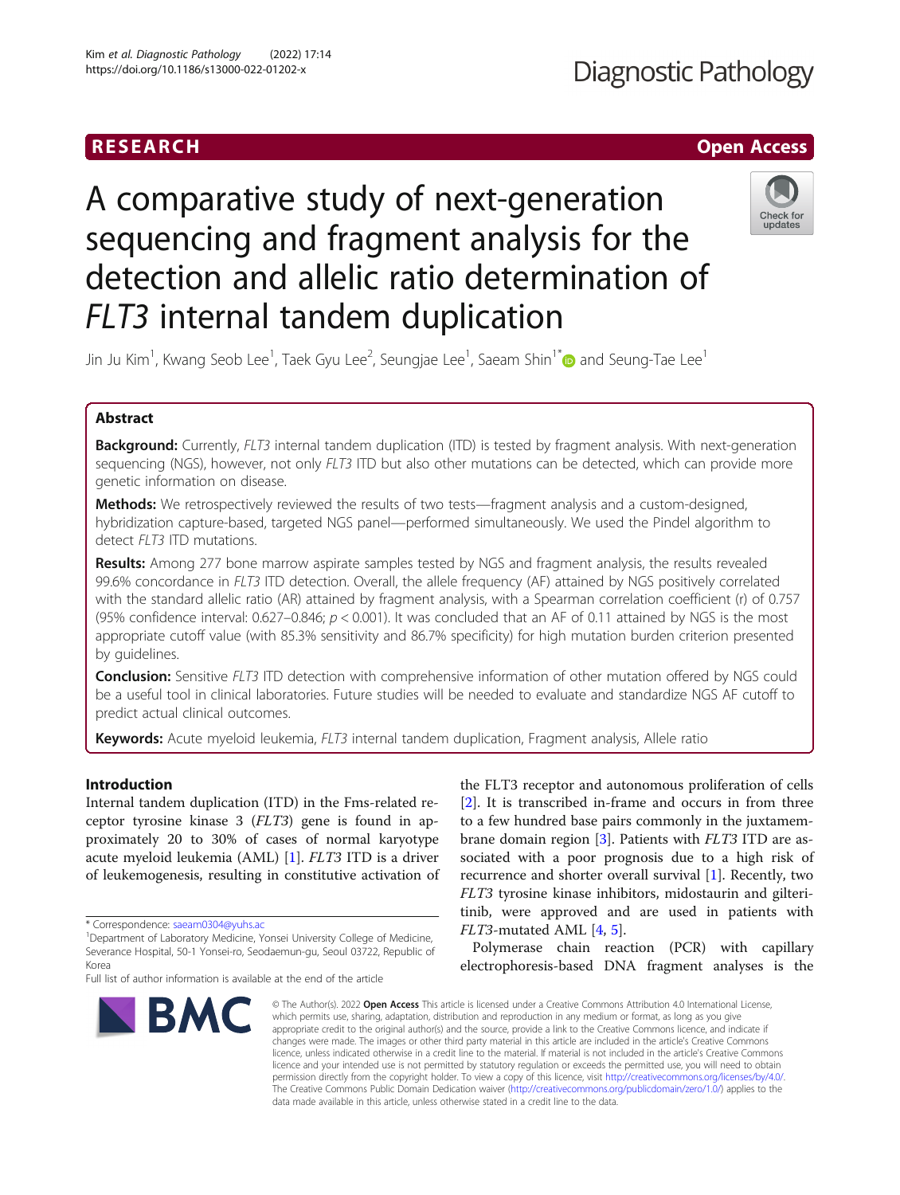RESEARCH

Open Access

# A comparative study of next-generation sequencing and fragment analysis for the detection and allelic ratio determination of *FLT3* internal tandem duplication

Jin Ju Kim[1], Kwang Seob Lee[1], Taek Gyu Lee[2], Seungjae Lee[1], Saeam Shin[1*] and Seung-Tae Lee[1]

## Abstract

**Background:** Currently, *FLT3* internal tandem duplication (ITD) is tested by fragment analysis. With next-generation sequencing (NGS), however, not only *FLT3* ITD but also other mutations can be detected, which can provide more genetic information on disease.

**Methods:** We retrospectively reviewed the results of two tests—fragment analysis and a custom-designed, hybridization capture-based, targeted NGS panel—performed simultaneously. We used the Pindel algorithm to detect *FLT3* ITD mutations.

**Results:** Among 277 bone marrow aspirate samples tested by NGS and fragment analysis, the results revealed 99.6% concordance in *FLT3* ITD detection. Overall, the allele frequency (AF) attained by NGS positively correlated with the standard allelic ratio (AR) attained by fragment analysis, with a Spearman correlation coefficient (r) of 0.757 (95% confidence interval: 0.627–0.846; $p < 0.001$). It was concluded that an AF of 0.11 attained by NGS is the most appropriate cutoff value (with 85.3% sensitivity and 86.7% specificity) for high mutation burden criterion presented by guidelines.

**Conclusion:** Sensitive *FLT3* ITD detection with comprehensive information of other mutation offered by NGS could be a useful tool in clinical laboratories. Future studies will be needed to evaluate and standardize NGS AF cutoff to predict actual clinical outcomes.

**Keywords:** Acute myeloid leukemia, *FLT3* internal tandem duplication, Fragment analysis, Allele ratio

## Introduction

Internal tandem duplication (ITD) in the Fms-related receptor tyrosine kinase 3 (*FLT3*) gene is found in approximately 20 to 30% of cases of normal karyotype acute myeloid leukemia (AML) [1]. *FLT3* ITD is a driver of leukemogenesis, resulting in constitutive activation of the FLT3 receptor and autonomous proliferation of cells [2]. It is transcribed in-frame and occurs in from three to a few hundred base pairs commonly in the juxtamembrane domain region [3]. Patients with *FLT3* ITD are associated with a poor prognosis due to a high risk of recurrence and shorter overall survival [1]. Recently, two *FLT3* tyrosine kinase inhibitors, midostaurin and gilteritinib, were approved and are used in patients with *FLT3*-mutated AML [4, 5].

Polymerase chain reaction (PCR) with capillary electrophoresis-based DNA fragment analyses is the

\* Correspondence: saeam0304@yuhs.ac

[1]Department of Laboratory Medicine, Yonsei University College of Medicine, Severance Hospital, 50-1 Yonsei-ro, Seodaemun-gu, Seoul 03722, Republic of Korea

Full list of author information is available at the end of the article

© The Author(s). 2022 **Open Access** This article is licensed under a Creative Commons Attribution 4.0 International License, which permits use, sharing, adaptation, distribution and reproduction in any medium or format, as long as you give appropriate credit to the original author(s) and the source, provide a link to the Creative Commons licence, and indicate if changes were made. The images or other third party material in this article are included in the article's Creative Commons licence, unless indicated otherwise in a credit line to the material. If material is not included in the article's Creative Commons licence and your intended use is not permitted by statutory regulation or exceeds the permitted use, you will need to obtain permission directly from the copyright holder. To view a copy of this licence, visit http://creativecommons.org/licenses/by/4.0/. The Creative Commons Public Domain Dedication waiver (http://creativecommons.org/publicdomain/zero/1.0/) applies to the data made available in this article, unless otherwise stated in a credit line to the data.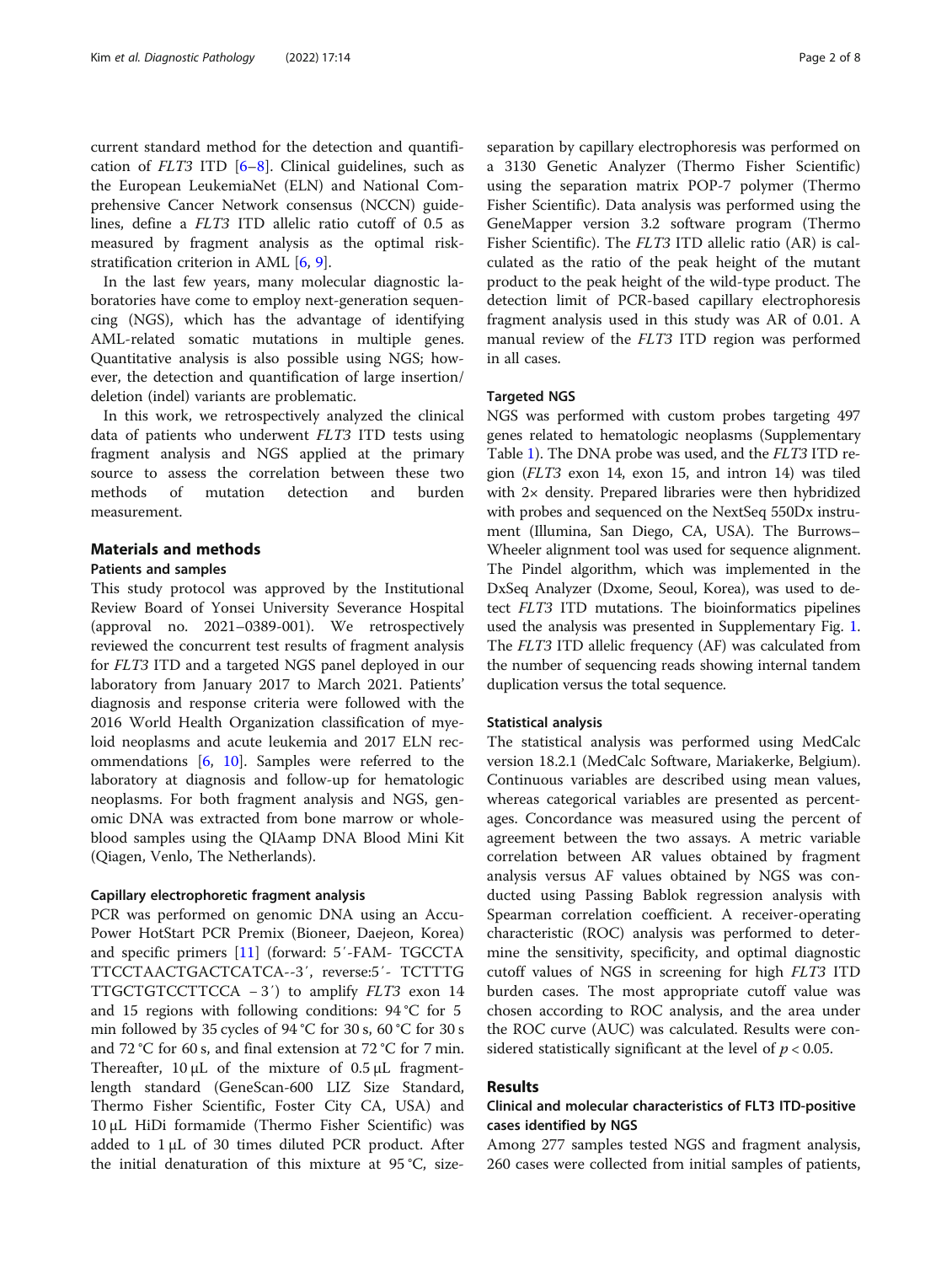current standard method for the detection and quantification of *FLT3* ITD [6–8]. Clinical guidelines, such as the European LeukemiaNet (ELN) and National Comprehensive Cancer Network consensus (NCCN) guidelines, define a *FLT3* ITD allelic ratio cutoff of 0.5 as measured by fragment analysis as the optimal risk-stratification criterion in AML [6, 9].

In the last few years, many molecular diagnostic laboratories have come to employ next-generation sequencing (NGS), which has the advantage of identifying AML-related somatic mutations in multiple genes. Quantitative analysis is also possible using NGS; however, the detection and quantification of large insertion/deletion (indel) variants are problematic.

In this work, we retrospectively analyzed the clinical data of patients who underwent *FLT3* ITD tests using fragment analysis and NGS applied at the primary source to assess the correlation between these two methods of mutation detection and burden measurement.

## Materials and methods

### Patients and samples

This study protocol was approved by the Institutional Review Board of Yonsei University Severance Hospital (approval no. 2021–0389-001). We retrospectively reviewed the concurrent test results of fragment analysis for *FLT3* ITD and a targeted NGS panel deployed in our laboratory from January 2017 to March 2021. Patients' diagnosis and response criteria were followed with the 2016 World Health Organization classification of myeloid neoplasms and acute leukemia and 2017 ELN recommendations [6, 10]. Samples were referred to the laboratory at diagnosis and follow-up for hematologic neoplasms. For both fragment analysis and NGS, genomic DNA was extracted from bone marrow or whole-blood samples using the QIAamp DNA Blood Mini Kit (Qiagen, Venlo, The Netherlands).

#### Capillary electrophoretic fragment analysis

PCR was performed on genomic DNA using an AccuPower HotStart PCR Premix (Bioneer, Daejeon, Korea) and specific primers [11] (forward: 5′-FAM- TGCCTA TTCCTAACTGACTCATCA--3′, reverse:5′- TCTTTG TTGCTGTCCTTCCA – 3′) to amplify *FLT3* exon 14 and 15 regions with following conditions: 94 °C for 5 min followed by 35 cycles of 94 °C for 30 s, 60 °C for 30 s and 72 °C for 60 s, and final extension at 72 °C for 7 min. Thereafter, 10 μL of the mixture of 0.5 μL fragment-length standard (GeneScan-600 LIZ Size Standard, Thermo Fisher Scientific, Foster City CA, USA) and 10 μL HiDi formamide (Thermo Fisher Scientific) was added to 1 μL of 30 times diluted PCR product. After the initial denaturation of this mixture at 95 °C, size-separation by capillary electrophoresis was performed on a 3130 Genetic Analyzer (Thermo Fisher Scientific) using the separation matrix POP-7 polymer (Thermo Fisher Scientific). Data analysis was performed using the GeneMapper version 3.2 software program (Thermo Fisher Scientific). The *FLT3* ITD allelic ratio (AR) is calculated as the ratio of the peak height of the mutant product to the peak height of the wild-type product. The detection limit of PCR-based capillary electrophoresis fragment analysis used in this study was AR of 0.01. A manual review of the *FLT3* ITD region was performed in all cases.

#### Targeted NGS

NGS was performed with custom probes targeting 497 genes related to hematologic neoplasms (Supplementary Table 1). The DNA probe was used, and the *FLT3* ITD region (*FLT3* exon 14, exon 15, and intron 14) was tiled with 2× density. Prepared libraries were then hybridized with probes and sequenced on the NextSeq 550Dx instrument (Illumina, San Diego, CA, USA). The Burrows–Wheeler alignment tool was used for sequence alignment. The Pindel algorithm, which was implemented in the DxSeq Analyzer (Dxome, Seoul, Korea), was used to detect *FLT3* ITD mutations. The bioinformatics pipelines used the analysis was presented in Supplementary Fig. 1. The *FLT3* ITD allelic frequency (AF) was calculated from the number of sequencing reads showing internal tandem duplication versus the total sequence.

#### Statistical analysis

The statistical analysis was performed using MedCalc version 18.2.1 (MedCalc Software, Mariakerke, Belgium). Continuous variables are described using mean values, whereas categorical variables are presented as percentages. Concordance was measured using the percent of agreement between the two assays. A metric variable correlation between AR values obtained by fragment analysis versus AF values obtained by NGS was conducted using Passing Bablok regression analysis with Spearman correlation coefficient. A receiver-operating characteristic (ROC) analysis was performed to determine the sensitivity, specificity, and optimal diagnostic cutoff values of NGS in screening for high *FLT3* ITD burden cases. The most appropriate cutoff value was chosen according to ROC analysis, and the area under the ROC curve (AUC) was calculated. Results were considered statistically significant at the level of $p < 0.05$.

## Results

### Clinical and molecular characteristics of FLT3 ITD-positive cases identified by NGS

Among 277 samples tested NGS and fragment analysis, 260 cases were collected from initial samples of patients,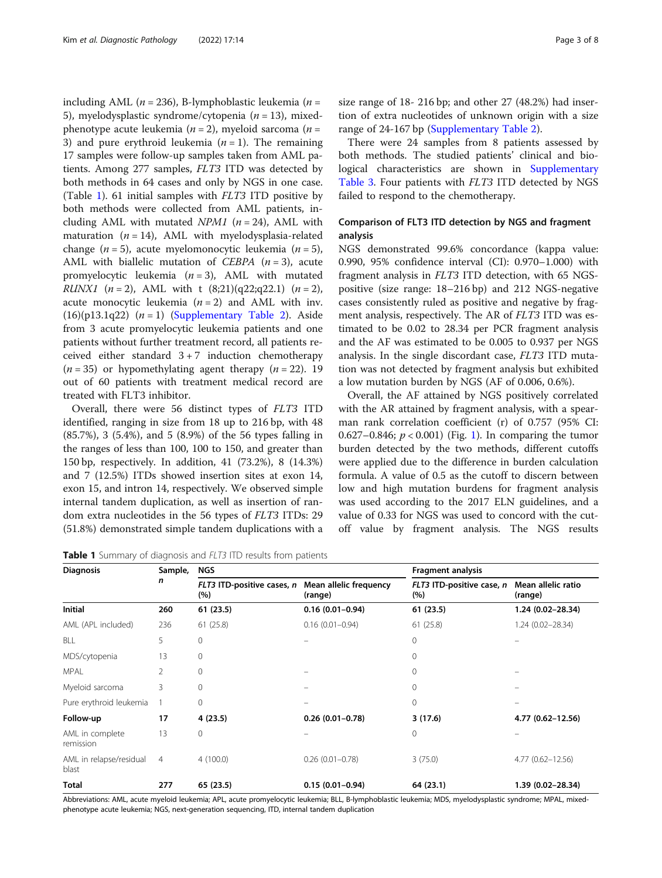including AML ($n = 236$), B-lymphoblastic leukemia ($n = 5$), myelodysplastic syndrome/cytopenia ($n = 13$), mixed-phenotype acute leukemia ($n = 2$), myeloid sarcoma ($n = 3$) and pure erythroid leukemia ($n = 1$). The remaining 17 samples were follow-up samples taken from AML patients. Among 277 samples, *FLT3* ITD was detected by both methods in 64 cases and only by NGS in one case. (Table 1). 61 initial samples with *FLT3* ITD positive by both methods were collected from AML patients, including AML with mutated *NPM1* ($n = 24$), AML with maturation ($n = 14$), AML with myelodysplasia-related change ($n = 5$), acute myelomonocytic leukemia ($n = 5$), AML with biallelic mutation of *CEBPA* ($n = 3$), acute promyelocytic leukemia ($n = 3$), AML with mutated *RUNX1* ($n = 2$), AML with t (8;21)(q22;q22.1) ($n = 2$), acute monocytic leukemia ($n = 2$) and AML with inv.(16)(p13.1q22) ($n = 1$) (Supplementary Table 2). Aside from 3 acute promyelocytic leukemia patients and one patients without further treatment record, all patients received either standard 3 + 7 induction chemotherapy ($n = 35$) or hypomethylating agent therapy ($n = 22$). 19 out of 60 patients with treatment medical record are treated with FLT3 inhibitor.

Overall, there were 56 distinct types of *FLT3* ITD identified, ranging in size from 18 up to 216 bp, with 48 (85.7%), 3 (5.4%), and 5 (8.9%) of the 56 types falling in the ranges of less than 100, 100 to 150, and greater than 150 bp, respectively. In addition, 41 (73.2%), 8 (14.3%) and 7 (12.5%) ITDs showed insertion sites at exon 14, exon 15, and intron 14, respectively. We observed simple internal tandem duplication, as well as insertion of random extra nucleotides in the 56 types of *FLT3* ITDs: 29 (51.8%) demonstrated simple tandem duplications with a size range of 18- 216 bp; and other 27 (48.2%) had insertion of extra nucleotides of unknown origin with a size range of 24-167 bp (Supplementary Table 2).

There were 24 samples from 8 patients assessed by both methods. The studied patients' clinical and biological characteristics are shown in Supplementary Table 3. Four patients with *FLT3* ITD detected by NGS failed to respond to the chemotherapy.

### Comparison of FLT3 ITD detection by NGS and fragment analysis

NGS demonstrated 99.6% concordance (kappa value: 0.990, 95% confidence interval (CI): 0.970–1.000) with fragment analysis in *FLT3* ITD detection, with 65 NGS-positive (size range: 18–216 bp) and 212 NGS-negative cases consistently ruled as positive and negative by fragment analysis, respectively. The AR of *FLT3* ITD was estimated to be 0.02 to 28.34 per PCR fragment analysis and the AF was estimated to be 0.005 to 0.937 per NGS analysis. In the single discordant case, *FLT3* ITD mutation was not detected by fragment analysis but exhibited a low mutation burden by NGS (AF of 0.006, 0.6%).

Overall, the AF attained by NGS positively correlated with the AR attained by fragment analysis, with a spearman rank correlation coefficient (r) of 0.757 (95% CI: 0.627–0.846; $p < 0.001$) (Fig. 1). In comparing the tumor burden detected by the two methods, different cutoffs were applied due to the difference in burden calculation formula. A value of 0.5 as the cutoff to discern between low and high mutation burdens for fragment analysis was used according to the 2017 ELN guidelines, and a value of 0.33 for NGS was used to concord with the cutoff value by fragment analysis. The NGS results

**Table 1** Summary of diagnosis and *FLT3* ITD results from patients

| Diagnosis | Sample, n | NGS | | Fragment analysis | |
|---|---|---|---|---|---|
| | | *FLT3* ITD-positive cases, n (%) | Mean allelic frequency (range) | *FLT3* ITD-positive case, n (%) | Mean allelic ratio (range) |
| **Initial** | **260** | **61 (23.5)** | **0.16 (0.01–0.94)** | **61 (23.5)** | **1.24 (0.02–28.34)** |
| AML (APL included) | 236 | 61 (25.8) | 0.16 (0.01–0.94) | 61 (25.8) | 1.24 (0.02–28.34) |
| BLL | 5 | 0 | – | 0 | – |
| MDS/cytopenia | 13 | 0 | | 0 | |
| MPAL | 2 | 0 | – | 0 | – |
| Myeloid sarcoma | 3 | 0 | – | 0 | – |
| Pure erythroid leukemia | 1 | 0 | – | 0 | – |
| **Follow-up** | **17** | **4 (23.5)** | **0.26 (0.01–0.78)** | **3 (17.6)** | **4.77 (0.62–12.56)** |
| AML in complete remission | 13 | 0 | – | 0 | – |
| AML in relapse/residual blast | 4 | 4 (100.0) | 0.26 (0.01–0.78) | 3 (75.0) | 4.77 (0.62–12.56) |
| **Total** | **277** | **65 (23.5)** | **0.15 (0.01–0.94)** | **64 (23.1)** | **1.39 (0.02–28.34)** |

Abbreviations: AML, acute myeloid leukemia; APL, acute promyelocytic leukemia; BLL, B-lymphoblastic leukemia; MDS, myelodysplastic syndrome; MPAL, mixed-phenotype acute leukemia; NGS, next-generation sequencing, ITD, internal tandem duplication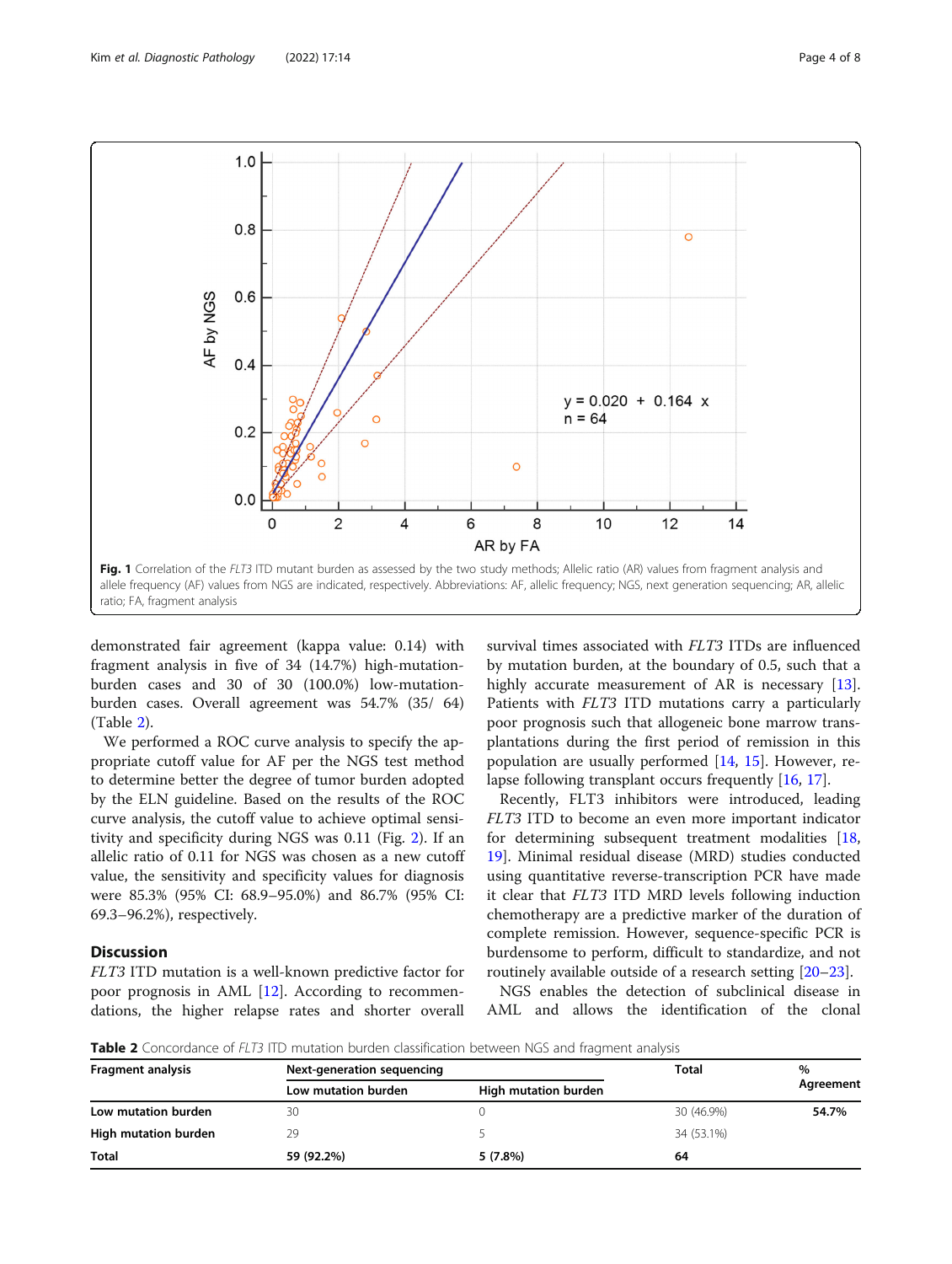Fig. 1 Correlation of the *FLT3* ITD mutant burden as assessed by the two study methods; Allelic ratio (AR) values from fragment analysis and allele frequency (AF) values from NGS are indicated, respectively. Abbreviations: AF, allelic frequency; NGS, next generation sequencing; AR, allelic ratio; FA, fragment analysis

demonstrated fair agreement (kappa value: 0.14) with fragment analysis in five of 34 (14.7%) high-mutation-burden cases and 30 of 30 (100.0%) low-mutation-burden cases. Overall agreement was 54.7% (35/ 64) (Table 2).

We performed a ROC curve analysis to specify the appropriate cutoff value for AF per the NGS test method to determine better the degree of tumor burden adopted by the ELN guideline. Based on the results of the ROC curve analysis, the cutoff value to achieve optimal sensitivity and specificity during NGS was 0.11 (Fig. 2). If an allelic ratio of 0.11 for NGS was chosen as a new cutoff value, the sensitivity and specificity values for diagnosis were 85.3% (95% CI: 68.9–95.0%) and 86.7% (95% CI: 69.3–96.2%), respectively.

## Discussion

*FLT3* ITD mutation is a well-known predictive factor for poor prognosis in AML [12]. According to recommendations, the higher relapse rates and shorter overall survival times associated with *FLT3* ITDs are influenced by mutation burden, at the boundary of 0.5, such that a highly accurate measurement of AR is necessary [13]. Patients with *FLT3* ITD mutations carry a particularly poor prognosis such that allogeneic bone marrow transplantations during the first period of remission in this population are usually performed [14, 15]. However, relapse following transplant occurs frequently [16, 17].

Recently, FLT3 inhibitors were introduced, leading *FLT3* ITD to become an even more important indicator for determining subsequent treatment modalities [18, 19]. Minimal residual disease (MRD) studies conducted using quantitative reverse-transcription PCR have made it clear that *FLT3* ITD MRD levels following induction chemotherapy are a predictive marker of the duration of complete remission. However, sequence-specific PCR is burdensome to perform, difficult to standardize, and not routinely available outside of a research setting [20–23].

NGS enables the detection of subclinical disease in AML and allows the identification of the clonal

**Table 2** Concordance of *FLT3* ITD mutation burden classification between NGS and fragment analysis

| Fragment analysis | Next-generation sequencing | | Total | % Agreement |
|---|---|---|---|---|
| | Low mutation burden | High mutation burden | | |
| **Low mutation burden** | 30 | 0 | 30 (46.9%) | **54.7%** |
| **High mutation burden** | 29 | 5 | 34 (53.1%) | |
| **Total** | **59 (92.2%)** | **5 (7.8%)** | **64** | |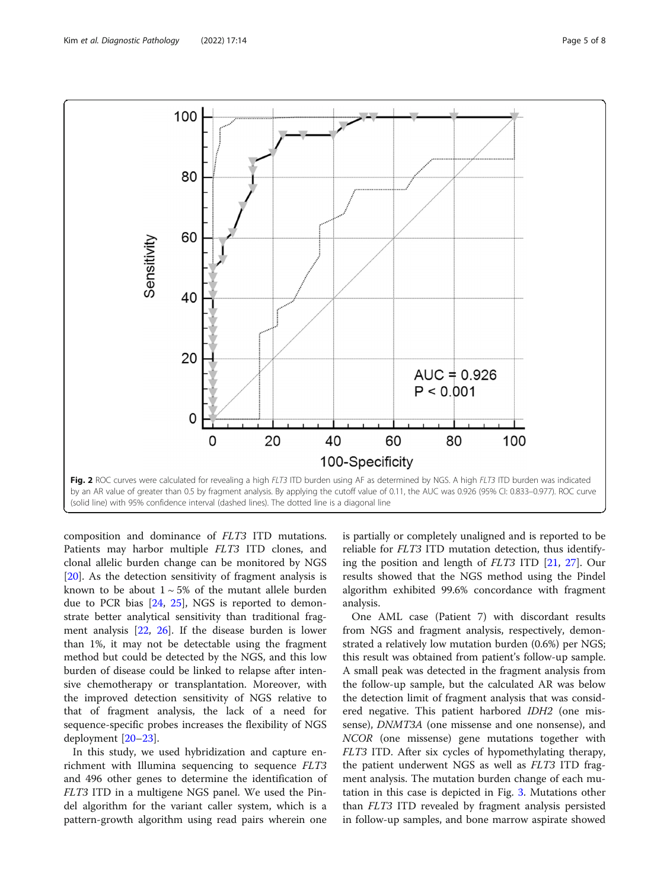**Fig. 2** ROC curves were calculated for revealing a high *FLT3* ITD burden using AF as determined by NGS. A high *FLT3* ITD burden was indicated by an AR value of greater than 0.5 by fragment analysis. By applying the cutoff value of 0.11, the AUC was 0.926 (95% CI: 0.833–0.977). ROC curve (solid line) with 95% confidence interval (dashed lines). The dotted line is a diagonal line

composition and dominance of *FLT3* ITD mutations. Patients may harbor multiple *FLT3* ITD clones, and clonal allelic burden change can be monitored by NGS [20]. As the detection sensitivity of fragment analysis is known to be about 1 ~ 5% of the mutant allele burden due to PCR bias [24, 25], NGS is reported to demonstrate better analytical sensitivity than traditional fragment analysis [22, 26]. If the disease burden is lower than 1%, it may not be detectable using the fragment method but could be detected by the NGS, and this low burden of disease could be linked to relapse after intensive chemotherapy or transplantation. Moreover, with the improved detection sensitivity of NGS relative to that of fragment analysis, the lack of a need for sequence-specific probes increases the flexibility of NGS deployment [20–23].

In this study, we used hybridization and capture enrichment with Illumina sequencing to sequence *FLT3* and 496 other genes to determine the identification of *FLT3* ITD in a multigene NGS panel. We used the Pindel algorithm for the variant caller system, which is a pattern-growth algorithm using read pairs wherein one is partially or completely unaligned and is reported to be reliable for *FLT3* ITD mutation detection, thus identifying the position and length of *FLT3* ITD [21, 27]. Our results showed that the NGS method using the Pindel algorithm exhibited 99.6% concordance with fragment analysis.

One AML case (Patient 7) with discordant results from NGS and fragment analysis, respectively, demonstrated a relatively low mutation burden (0.6%) per NGS; this result was obtained from patient's follow-up sample. A small peak was detected in the fragment analysis from the follow-up sample, but the calculated AR was below the detection limit of fragment analysis that was considered negative. This patient harbored *IDH2* (one missense), *DNMT3A* (one missense and one nonsense), and *NCOR* (one missense) gene mutations together with *FLT3* ITD. After six cycles of hypomethylating therapy, the patient underwent NGS as well as *FLT3* ITD fragment analysis. The mutation burden change of each mutation in this case is depicted in Fig. 3. Mutations other than *FLT3* ITD revealed by fragment analysis persisted in follow-up samples, and bone marrow aspirate showed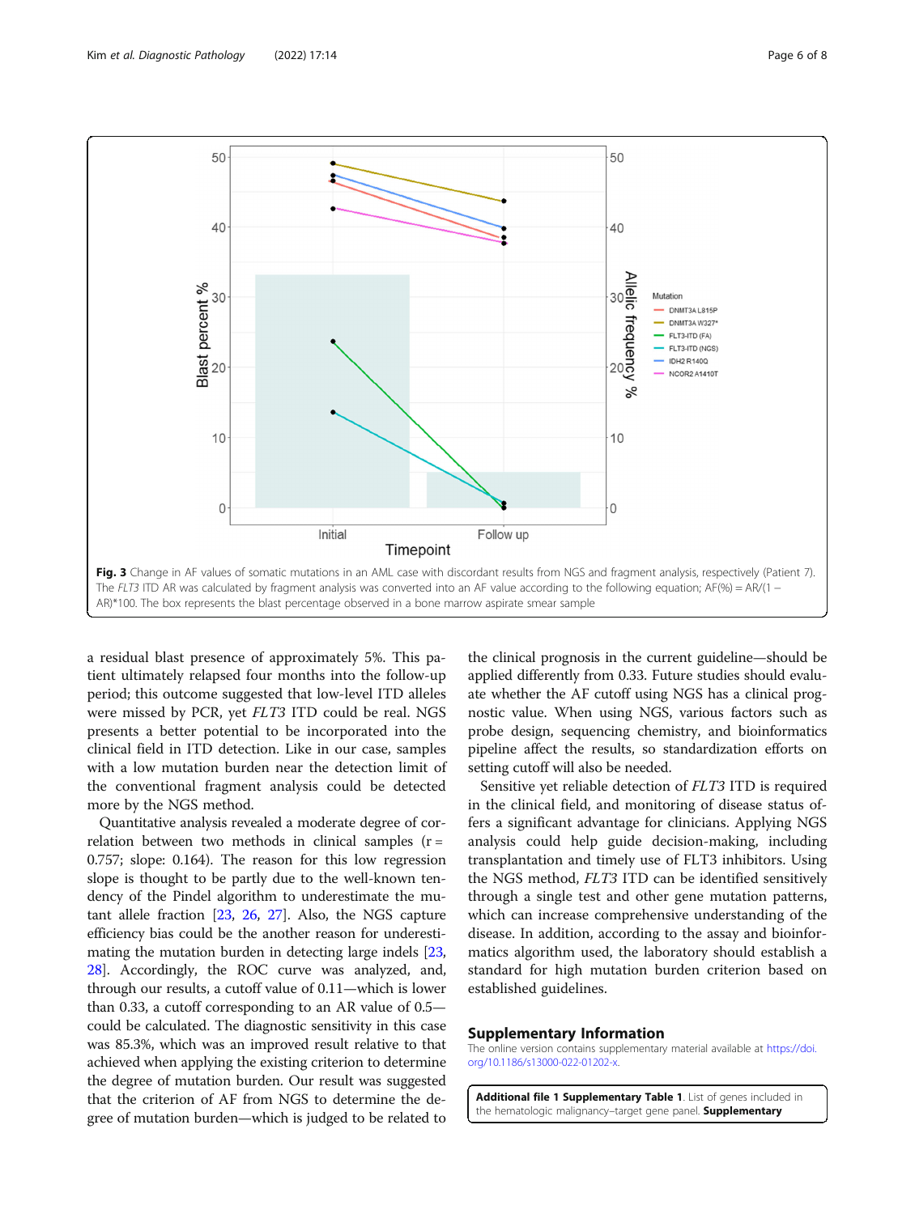Fig. 3 Change in AF values of somatic mutations in an AML case with discordant results from NGS and fragment analysis, respectively (Patient 7). The *FLT3* ITD AR was calculated by fragment analysis was converted into an AF value according to the following equation; AF(%) = AR/(1 − AR)*100. The box represents the blast percentage observed in a bone marrow aspirate smear sample

a residual blast presence of approximately 5%. This patient ultimately relapsed four months into the follow-up period; this outcome suggested that low-level ITD alleles were missed by PCR, yet *FLT3* ITD could be real. NGS presents a better potential to be incorporated into the clinical field in ITD detection. Like in our case, samples with a low mutation burden near the detection limit of the conventional fragment analysis could be detected more by the NGS method.

Quantitative analysis revealed a moderate degree of correlation between two methods in clinical samples (r = 0.757; slope: 0.164). The reason for this low regression slope is thought to be partly due to the well-known tendency of the Pindel algorithm to underestimate the mutant allele fraction [23, 26, 27]. Also, the NGS capture efficiency bias could be the another reason for underestimating the mutation burden in detecting large indels [23, 28]. Accordingly, the ROC curve was analyzed, and, through our results, a cutoff value of 0.11—which is lower than 0.33, a cutoff corresponding to an AR value of 0.5—could be calculated. The diagnostic sensitivity in this case was 85.3%, which was an improved result relative to that achieved when applying the existing criterion to determine the degree of mutation burden. Our result was suggested that the criterion of AF from NGS to determine the degree of mutation burden—which is judged to be related to the clinical prognosis in the current guideline—should be applied differently from 0.33. Future studies should evaluate whether the AF cutoff using NGS has a clinical prognostic value. When using NGS, various factors such as probe design, sequencing chemistry, and bioinformatics pipeline affect the results, so standardization efforts on setting cutoff will also be needed.

Sensitive yet reliable detection of *FLT3* ITD is required in the clinical field, and monitoring of disease status offers a significant advantage for clinicians. Applying NGS analysis could help guide decision-making, including transplantation and timely use of FLT3 inhibitors. Using the NGS method, *FLT3* ITD can be identified sensitively through a single test and other gene mutation patterns, which can increase comprehensive understanding of the disease. In addition, according to the assay and bioinformatics algorithm used, the laboratory should establish a standard for high mutation burden criterion based on established guidelines.

## Supplementary Information

The online version contains supplementary material available at https://doi.org/10.1186/s13000-022-01202-x.

**Additional file 1 Supplementary Table 1.** List of genes included in the hematologic malignancy–target gene panel. **Supplementary**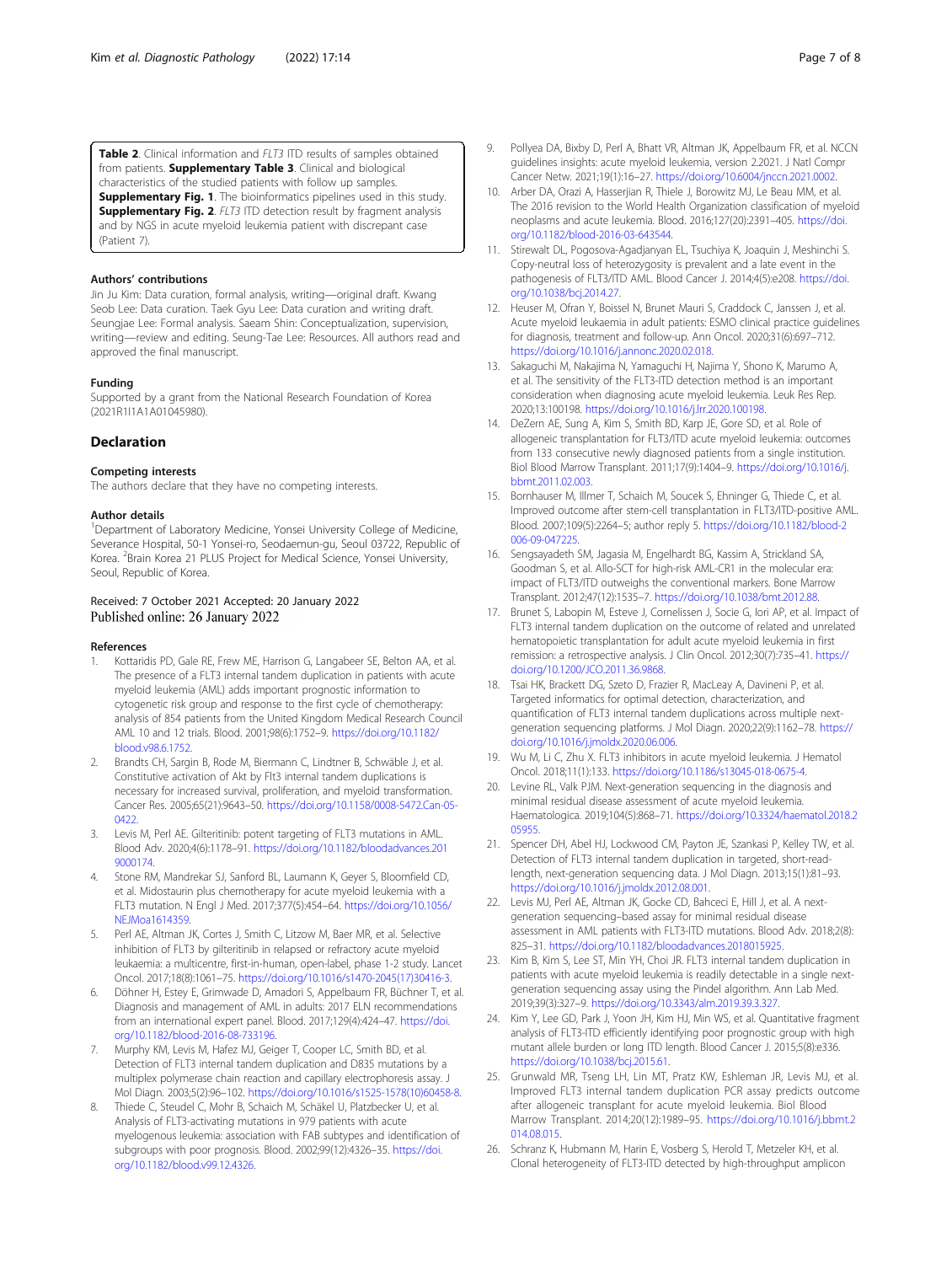**Table 2**. Clinical information and *FLT3* ITD results of samples obtained from patients. **Supplementary Table 3**. Clinical and biological characteristics of the studied patients with follow up samples. **Supplementary Fig. 1**. The bioinformatics pipelines used in this study. **Supplementary Fig. 2**. *FLT3* ITD detection result by fragment analysis and by NGS in acute myeloid leukemia patient with discrepant case (Patient 7).

### Authors' contributions

Jin Ju Kim: Data curation, formal analysis, writing—original draft. Kwang Seob Lee: Data curation. Taek Gyu Lee: Data curation and writing draft. Seungjae Lee: Formal analysis. Saeam Shin: Conceptualization, supervision, writing—review and editing. Seung-Tae Lee: Resources. All authors read and approved the final manuscript.

### Funding

Supported by a grant from the National Research Foundation of Korea (2021R1I1A1A01045980).

## Declaration

### Competing interests

The authors declare that they have no competing interests.

### Author details

[1]Department of Laboratory Medicine, Yonsei University College of Medicine, Severance Hospital, 50-1 Yonsei-ro, Seodaemun-gu, Seoul 03722, Republic of Korea. [2]Brain Korea 21 PLUS Project for Medical Science, Yonsei University, Seoul, Republic of Korea.

Received: 7 October 2021 Accepted: 20 January 2022
Published online: 26 January 2022

### References

1. Kottaridis PD, Gale RE, Frew ME, Harrison G, Langabeer SE, Belton AA, et al. The presence of a FLT3 internal tandem duplication in patients with acute myeloid leukemia (AML) adds important prognostic information to cytogenetic risk group and response to the first cycle of chemotherapy: analysis of 854 patients from the United Kingdom Medical Research Council AML 10 and 12 trials. Blood. 2001;98(6):1752–9. https://doi.org/10.1182/blood.v98.6.1752.
2. Brandts CH, Sargin B, Rode M, Biermann C, Lindtner B, Schwäble J, et al. Constitutive activation of Akt by Flt3 internal tandem duplications is necessary for increased survival, proliferation, and myeloid transformation. Cancer Res. 2005;65(21):9643–50. https://doi.org/10.1158/0008-5472.Can-05-0422.
3. Levis M, Perl AE. Gilteritinib: potent targeting of FLT3 mutations in AML. Blood Adv. 2020;4(6):1178–91. https://doi.org/10.1182/bloodadvances.2019000174.
4. Stone RM, Mandrekar SJ, Sanford BL, Laumann K, Geyer S, Bloomfield CD, et al. Midostaurin plus chemotherapy for acute myeloid leukemia with a FLT3 mutation. N Engl J Med. 2017;377(5):454–64. https://doi.org/10.1056/NEJMoa1614359.
5. Perl AE, Altman JK, Cortes J, Smith C, Litzow M, Baer MR, et al. Selective inhibition of FLT3 by gilteritinib in relapsed or refractory acute myeloid leukaemia: a multicentre, first-in-human, open-label, phase 1-2 study. Lancet Oncol. 2017;18(8):1061–75. https://doi.org/10.1016/s1470-2045(17)30416-3.
6. Döhner H, Estey E, Grimwade D, Amadori S, Appelbaum FR, Büchner T, et al. Diagnosis and management of AML in adults: 2017 ELN recommendations from an international expert panel. Blood. 2017;129(4):424–47. https://doi.org/10.1182/blood-2016-08-733196.
7. Murphy KM, Levis M, Hafez MJ, Geiger T, Cooper LC, Smith BD, et al. Detection of FLT3 internal tandem duplication and D835 mutations by a multiplex polymerase chain reaction and capillary electrophoresis assay. J Mol Diagn. 2003;5(2):96–102. https://doi.org/10.1016/s1525-1578(10)60458-8.
8. Thiede C, Steudel C, Mohr B, Schaich M, Schäkel U, Platzbecker U, et al. Analysis of FLT3-activating mutations in 979 patients with acute myelogenous leukemia: association with FAB subtypes and identification of subgroups with poor prognosis. Blood. 2002;99(12):4326–35. https://doi.org/10.1182/blood.v99.12.4326.
9. Pollyea DA, Bixby D, Perl A, Bhatt VR, Altman JK, Appelbaum FR, et al. NCCN guidelines insights: acute myeloid leukemia, version 2.2021. J Natl Compr Cancer Netw. 2021;19(1):16–27. https://doi.org/10.6004/jnccn.2021.0002.
10. Arber DA, Orazi A, Hasserjian R, Thiele J, Borowitz MJ, Le Beau MM, et al. The 2016 revision to the World Health Organization classification of myeloid neoplasms and acute leukemia. Blood. 2016;127(20):2391–405. https://doi.org/10.1182/blood-2016-03-643544.
11. Stirewalt DL, Pogosova-Agadjanyan EL, Tsuchiya K, Joaquin J, Meshinchi S. Copy-neutral loss of heterozygosity is prevalent and a late event in the pathogenesis of FLT3/ITD AML. Blood Cancer J. 2014;4(5):e208. https://doi.org/10.1038/bcj.2014.27.
12. Heuser M, Ofran Y, Boissel N, Brunet Mauri S, Craddock C, Janssen J, et al. Acute myeloid leukaemia in adult patients: ESMO clinical practice guidelines for diagnosis, treatment and follow-up. Ann Oncol. 2020;31(6):697–712. https://doi.org/10.1016/j.annonc.2020.02.018.
13. Sakaguchi M, Nakajima N, Yamaguchi H, Najima Y, Shono K, Marumo A, et al. The sensitivity of the FLT3-ITD detection method is an important consideration when diagnosing acute myeloid leukemia. Leuk Res Rep. 2020;13:100198. https://doi.org/10.1016/j.lrr.2020.100198.
14. DeZern AE, Sung A, Kim S, Smith BD, Karp JE, Gore SD, et al. Role of allogeneic transplantation for FLT3/ITD acute myeloid leukemia: outcomes from 133 consecutive newly diagnosed patients from a single institution. Biol Blood Marrow Transplant. 2011;17(9):1404–9. https://doi.org/10.1016/j.bbmt.2011.02.003.
15. Bornhauser M, Illmer T, Schaich M, Soucek S, Ehninger G, Thiede C, et al. Improved outcome after stem-cell transplantation in FLT3/ITD-positive AML. Blood. 2007;109(5):2264–5; author reply 5. https://doi.org/10.1182/blood-2006-09-047225.
16. Sengsayadeth SM, Jagasia M, Engelhardt BG, Kassim A, Strickland SA, Goodman S, et al. Allo-SCT for high-risk AML-CR1 in the molecular era: impact of FLT3/ITD outweighs the conventional markers. Bone Marrow Transplant. 2012;47(12):1535–7. https://doi.org/10.1038/bmt.2012.88.
17. Brunet S, Labopin M, Esteve J, Cornelissen J, Socie G, Iori AP, et al. Impact of FLT3 internal tandem duplication on the outcome of related and unrelated hematopoietic transplantation for adult acute myeloid leukemia in first remission: a retrospective analysis. J Clin Oncol. 2012;30(7):735–41. https://doi.org/10.1200/JCO.2011.36.9868.
18. Tsai HK, Brackett DG, Szeto D, Frazier R, MacLeay A, Davineni P, et al. Targeted informatics for optimal detection, characterization, and quantification of FLT3 internal tandem duplications across multiple next-generation sequencing platforms. J Mol Diagn. 2020;22(9):1162–78. https://doi.org/10.1016/j.jmoldx.2020.06.006.
19. Wu M, Li C, Zhu X. FLT3 inhibitors in acute myeloid leukemia. J Hematol Oncol. 2018;11(1):133. https://doi.org/10.1186/s13045-018-0675-4.
20. Levine RL, Valk PJM. Next-generation sequencing in the diagnosis and minimal residual disease assessment of acute myeloid leukemia. Haematologica. 2019;104(5):868–71. https://doi.org/10.3324/haematol.2018.205955.
21. Spencer DH, Abel HJ, Lockwood CM, Payton JE, Szankasi P, Kelley TW, et al. Detection of FLT3 internal tandem duplication in targeted, short-read-length, next-generation sequencing data. J Mol Diagn. 2013;15(1):81–93. https://doi.org/10.1016/j.jmoldx.2012.08.001.
22. Levis MJ, Perl AE, Altman JK, Gocke CD, Bahceci E, Hill J, et al. A next-generation sequencing–based assay for minimal residual disease assessment in AML patients with FLT3-ITD mutations. Blood Adv. 2018;2(8):825–31. https://doi.org/10.1182/bloodadvances.2018015925.
23. Kim B, Kim S, Lee ST, Min YH, Choi JR. FLT3 internal tandem duplication in patients with acute myeloid leukemia is readily detectable in a single next-generation sequencing assay using the Pindel algorithm. Ann Lab Med. 2019;39(3):327–9. https://doi.org/10.3343/alm.2019.39.3.327.
24. Kim Y, Lee GD, Park J, Yoon JH, Kim HJ, Min WS, et al. Quantitative fragment analysis of FLT3-ITD efficiently identifying poor prognostic group with high mutant allele burden or long ITD length. Blood Cancer J. 2015;5(8):e336. https://doi.org/10.1038/bcj.2015.61.
25. Grunwald MR, Tseng LH, Lin MT, Pratz KW, Eshleman JR, Levis MJ, et al. Improved FLT3 internal tandem duplication PCR assay predicts outcome after allogeneic transplant for acute myeloid leukemia. Biol Blood Marrow Transplant. 2014;20(12):1989–95. https://doi.org/10.1016/j.bbmt.2014.08.015.
26. Schranz K, Hubmann M, Harin E, Vosberg S, Herold T, Metzeler KH, et al. Clonal heterogeneity of FLT3-ITD detected by high-throughput amplicon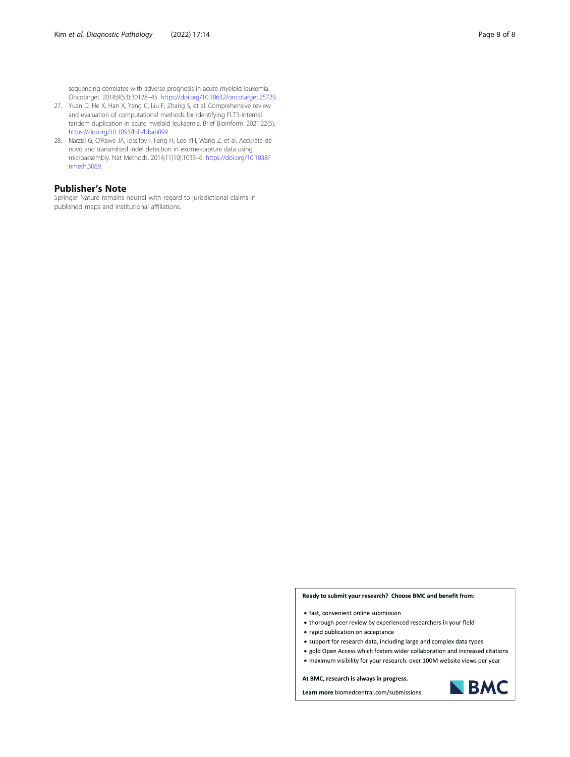sequencing correlates with adverse prognosis in acute myeloid leukemia. Oncotarget. 2018;9(53):30128–45. https://doi.org/10.18632/oncotarget.25729.

27. Yuan D, He X, Han X, Yang C, Liu F, Zhang S, et al. Comprehensive review and evaluation of computational methods for identifying FLT3-internal tandem duplication in acute myeloid leukaemia. Brief Bioinform. 2021;22(5). https://doi.org/10.1093/bib/bbab099.
28. Narzisi G, O'Rawe JA, Iossifov I, Fang H, Lee YH, Wang Z, et al. Accurate de novo and transmitted indel detection in exome-capture data using microassembly. Nat Methods. 2014;11(10):1033–6. https://doi.org/10.1038/nmeth.3069.

## Publisher's Note

Springer Nature remains neutral with regard to jurisdictional claims in published maps and institutional affiliations.

**Ready to submit your research? Choose BMC and benefit from:**

- fast, convenient online submission
- thorough peer review by experienced researchers in your field
- rapid publication on acceptance
- support for research data, including large and complex data types
- gold Open Access which fosters wider collaboration and increased citations
- maximum visibility for your research: over 100M website views per year

**At BMC, research is always in progress.**

**Learn more** biomedcentral.com/submissions

BMC